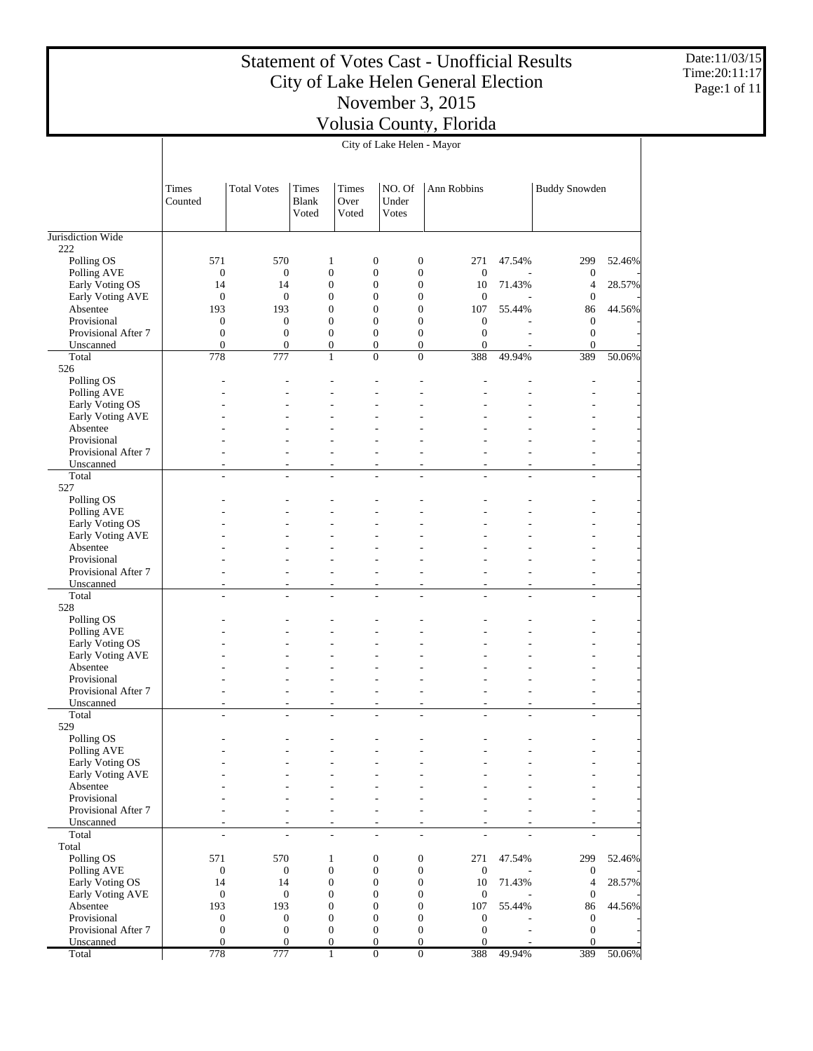# Statement of Votes Cast - Unofficial Results
## City of Lake Helen General Election
## November 3, 2015
## Volusia County, Florida

Date:11/03/15
Time:20:11:17

City of Lake Helen - Mayor

| | Times Counted | Total Votes | Times Blank Voted | Times Over Voted | NO. Of Under Votes | Ann Robbins | | Buddy Snowden | |
|---|---|---|---|---|---|---|---|---|---|
| Jurisdiction Wide | | | | | | | | | |
| 222 | | | | | | | | | |
| Polling OS | 571 | 570 | 1 | 0 | 0 | 271 | 47.54% | 299 | 52.46% |
| Polling AVE | 0 | 0 | 0 | 0 | 0 | 0 | - | 0 | - |
| Early Voting OS | 14 | 14 | 0 | 0 | 0 | 10 | 71.43% | 4 | 28.57% |
| Early Voting AVE | 0 | 0 | 0 | 0 | 0 | 0 | - | 0 | - |
| Absentee | 193 | 193 | 0 | 0 | 0 | 107 | 55.44% | 86 | 44.56% |
| Provisional | 0 | 0 | 0 | 0 | 0 | 0 | - | 0 | - |
| Provisional After 7 | 0 | 0 | 0 | 0 | 0 | 0 | - | 0 | - |
| Unscanned | 0 | 0 | 0 | 0 | 0 | 0 | - | 0 | - |
| Total | 778 | 777 | 1 | 0 | 0 | 388 | 49.94% | 389 | 50.06% |
| 526 | | | | | | | | | |
| Polling OS | - | - | - | - | - | - | - | - | - |
| Polling AVE | - | - | - | - | - | - | - | - | - |
| Early Voting OS | - | - | - | - | - | - | - | - | - |
| Early Voting AVE | - | - | - | - | - | - | - | - | - |
| Absentee | - | - | - | - | - | - | - | - | - |
| Provisional | - | - | - | - | - | - | - | - | - |
| Provisional After 7 | - | - | - | - | - | - | - | - | - |
| Unscanned | - | - | - | - | - | - | - | - | - |
| Total | - | - | - | - | - | - | - | - | - |
| 527 | | | | | | | | | |
| Polling OS | - | - | - | - | - | - | - | - | - |
| Polling AVE | - | - | - | - | - | - | - | - | - |
| Early Voting OS | - | - | - | - | - | - | - | - | - |
| Early Voting AVE | - | - | - | - | - | - | - | - | - |
| Absentee | - | - | - | - | - | - | - | - | - |
| Provisional | - | - | - | - | - | - | - | - | - |
| Provisional After 7 | - | - | - | - | - | - | - | - | - |
| Unscanned | - | - | - | - | - | - | - | - | - |
| Total | - | - | - | - | - | - | - | - | - |
| 528 | | | | | | | | | |
| Polling OS | - | - | - | - | - | - | - | - | - |
| Polling AVE | - | - | - | - | - | - | - | - | - |
| Early Voting OS | - | - | - | - | - | - | - | - | - |
| Early Voting AVE | - | - | - | - | - | - | - | - | - |
| Absentee | - | - | - | - | - | - | - | - | - |
| Provisional | - | - | - | - | - | - | - | - | - |
| Provisional After 7 | - | - | - | - | - | - | - | - | - |
| Unscanned | - | - | - | - | - | - | - | - | - |
| Total | - | - | - | - | - | - | - | - | - |
| 529 | | | | | | | | | |
| Polling OS | - | - | - | - | - | - | - | - | - |
| Polling AVE | - | - | - | - | - | - | - | - | - |
| Early Voting OS | - | - | - | - | - | - | - | - | - |
| Early Voting AVE | - | - | - | - | - | - | - | - | - |
| Absentee | - | - | - | - | - | - | - | - | - |
| Provisional | - | - | - | - | - | - | - | - | - |
| Provisional After 7 | - | - | - | - | - | - | - | - | - |
| Unscanned | - | - | - | - | - | - | - | - | - |
| Total | - | - | - | - | - | - | - | - | - |
| Total | | | | | | | | | |
| Polling OS | 571 | 570 | 1 | 0 | 0 | 271 | 47.54% | 299 | 52.46% |
| Polling AVE | 0 | 0 | 0 | 0 | 0 | 0 | - | 0 | - |
| Early Voting OS | 14 | 14 | 0 | 0 | 0 | 10 | 71.43% | 4 | 28.57% |
| Early Voting AVE | 0 | 0 | 0 | 0 | 0 | 0 | - | 0 | - |
| Absentee | 193 | 193 | 0 | 0 | 0 | 107 | 55.44% | 86 | 44.56% |
| Provisional | 0 | 0 | 0 | 0 | 0 | 0 | - | 0 | - |
| Provisional After 7 | 0 | 0 | 0 | 0 | 0 | 0 | - | 0 | - |
| Unscanned | 0 | 0 | 0 | 0 | 0 | 0 | - | 0 | - |
| Total | 778 | 777 | 1 | 0 | 0 | 388 | 49.94% | 389 | 50.06% |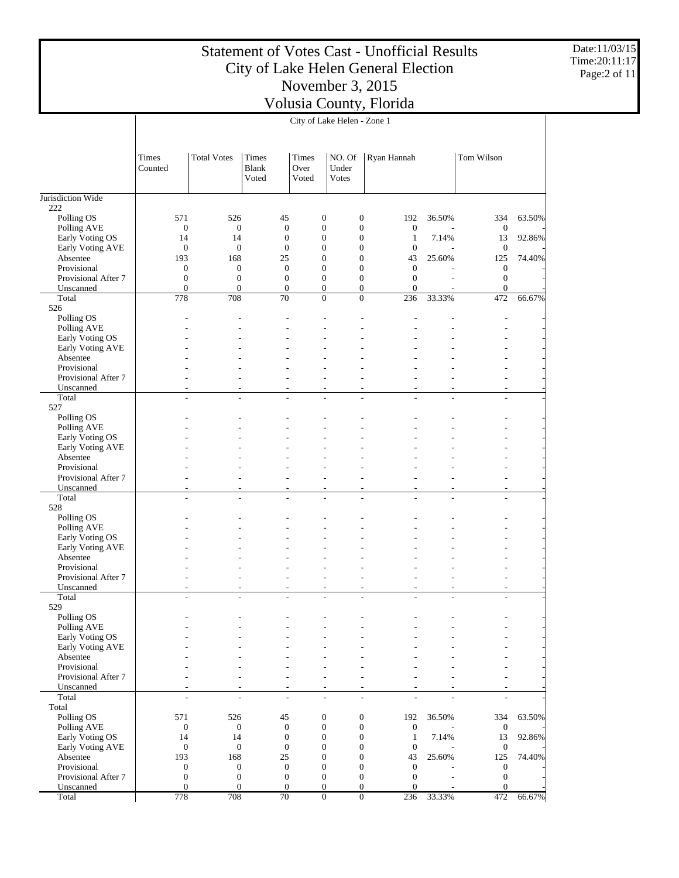# Statement of Votes Cast - Unofficial Results
## City of Lake Helen General Election
## November 3, 2015
## Volusia County, Florida

Date:11/03/15
Time:20:11:17

City of Lake Helen - Zone 1

| | Times Counted | Total Votes | Times Blank Voted | Times Over Voted | NO. Of Under Votes | Ryan Hannah | | Tom Wilson | |
|---|---|---|---|---|---|---|---|---|---|
| Jurisdiction Wide | | | | | | | | | |
| 222 | | | | | | | | | |
| Polling OS | 571 | 526 | 45 | 0 | 0 | 192 | 36.50% | 334 | 63.50% |
| Polling AVE | 0 | 0 | 0 | 0 | 0 | 0 | - | 0 | - |
| Early Voting OS | 14 | 14 | 0 | 0 | 0 | 1 | 7.14% | 13 | 92.86% |
| Early Voting AVE | 0 | 0 | 0 | 0 | 0 | 0 | - | 0 | - |
| Absentee | 193 | 168 | 25 | 0 | 0 | 43 | 25.60% | 125 | 74.40% |
| Provisional | 0 | 0 | 0 | 0 | 0 | 0 | - | 0 | - |
| Provisional After 7 | 0 | 0 | 0 | 0 | 0 | 0 | - | 0 | - |
| Unscanned | 0 | 0 | 0 | 0 | 0 | 0 | - | 0 | - |
| Total | 778 | 708 | 70 | 0 | 0 | 236 | 33.33% | 472 | 66.67% |
| 526 | | | | | | | | | |
| Polling OS | - | - | - | - | - | - | - | - | - |
| Polling AVE | - | - | - | - | - | - | - | - | - |
| Early Voting OS | - | - | - | - | - | - | - | - | - |
| Early Voting AVE | - | - | - | - | - | - | - | - | - |
| Absentee | - | - | - | - | - | - | - | - | - |
| Provisional | - | - | - | - | - | - | - | - | - |
| Provisional After 7 | - | - | - | - | - | - | - | - | - |
| Unscanned | - | - | - | - | - | - | - | - | - |
| Total | - | - | - | - | - | - | - | - | - |
| 527 | | | | | | | | | |
| Polling OS | - | - | - | - | - | - | - | - | - |
| Polling AVE | - | - | - | - | - | - | - | - | - |
| Early Voting OS | - | - | - | - | - | - | - | - | - |
| Early Voting AVE | - | - | - | - | - | - | - | - | - |
| Absentee | - | - | - | - | - | - | - | - | - |
| Provisional | - | - | - | - | - | - | - | - | - |
| Provisional After 7 | - | - | - | - | - | - | - | - | - |
| Unscanned | - | - | - | - | - | - | - | - | - |
| Total | - | - | - | - | - | - | - | - | - |
| 528 | | | | | | | | | |
| Polling OS | - | - | - | - | - | - | - | - | - |
| Polling AVE | - | - | - | - | - | - | - | - | - |
| Early Voting OS | - | - | - | - | - | - | - | - | - |
| Early Voting AVE | - | - | - | - | - | - | - | - | - |
| Absentee | - | - | - | - | - | - | - | - | - |
| Provisional | - | - | - | - | - | - | - | - | - |
| Provisional After 7 | - | - | - | - | - | - | - | - | - |
| Unscanned | - | - | - | - | - | - | - | - | - |
| Total | - | - | - | - | - | - | - | - | - |
| 529 | | | | | | | | | |
| Polling OS | - | - | - | - | - | - | - | - | - |
| Polling AVE | - | - | - | - | - | - | - | - | - |
| Early Voting OS | - | - | - | - | - | - | - | - | - |
| Early Voting AVE | - | - | - | - | - | - | - | - | - |
| Absentee | - | - | - | - | - | - | - | - | - |
| Provisional | - | - | - | - | - | - | - | - | - |
| Provisional After 7 | - | - | - | - | - | - | - | - | - |
| Unscanned | - | - | - | - | - | - | - | - | - |
| Total | - | - | - | - | - | - | - | - | - |
| Total | | | | | | | | | |
| Polling OS | 571 | 526 | 45 | 0 | 0 | 192 | 36.50% | 334 | 63.50% |
| Polling AVE | 0 | 0 | 0 | 0 | 0 | 0 | - | 0 | - |
| Early Voting OS | 14 | 14 | 0 | 0 | 0 | 1 | 7.14% | 13 | 92.86% |
| Early Voting AVE | 0 | 0 | 0 | 0 | 0 | 0 | - | 0 | - |
| Absentee | 193 | 168 | 25 | 0 | 0 | 43 | 25.60% | 125 | 74.40% |
| Provisional | 0 | 0 | 0 | 0 | 0 | 0 | - | 0 | - |
| Provisional After 7 | 0 | 0 | 0 | 0 | 0 | 0 | - | 0 | - |
| Unscanned | 0 | 0 | 0 | 0 | 0 | 0 | - | 0 | - |
| Total | 778 | 708 | 70 | 0 | 0 | 236 | 33.33% | 472 | 66.67% |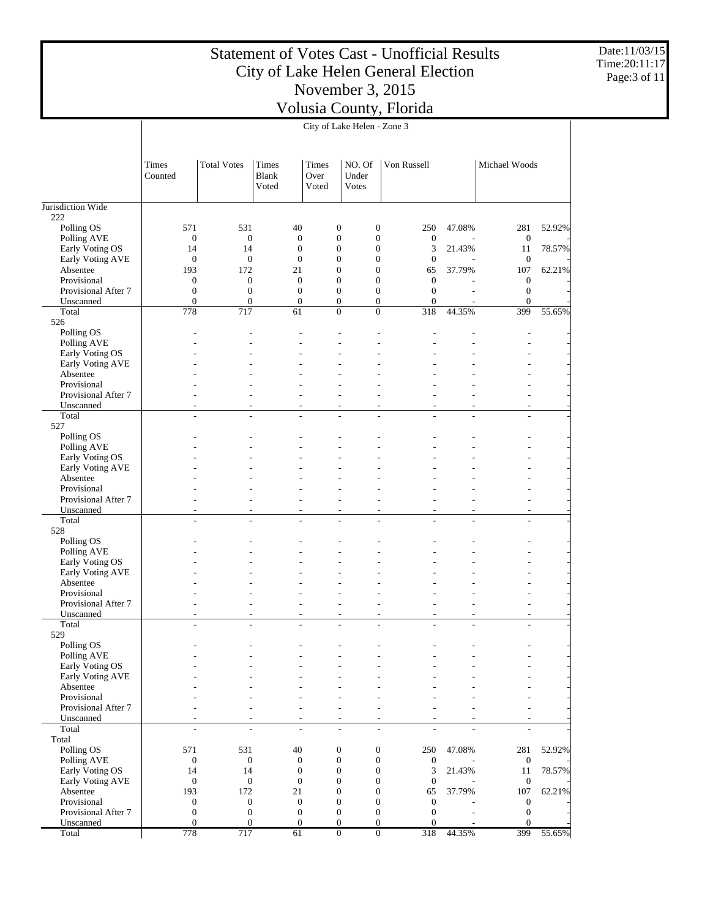# Statement of Votes Cast - Unofficial Results
## City of Lake Helen General Election
## November 3, 2015
## Volusia County, Florida

Date:11/03/15
Time:20:11:17

City of Lake Helen - Zone 3

| | Times Counted | Total Votes | Times Blank Voted | Times Over Voted | NO. Of Under Votes | Von Russell | | Michael Woods | |
|---|---|---|---|---|---|---|---|---|---|
| Jurisdiction Wide | | | | | | | | | |
| 222 | | | | | | | | | |
| Polling OS | 571 | 531 | 40 | 0 | 0 | 250 | 47.08% | 281 | 52.92% |
| Polling AVE | 0 | 0 | 0 | 0 | 0 | 0 | - | 0 | - |
| Early Voting OS | 14 | 14 | 0 | 0 | 0 | 3 | 21.43% | 11 | 78.57% |
| Early Voting AVE | 0 | 0 | 0 | 0 | 0 | 0 | - | 0 | - |
| Absentee | 193 | 172 | 21 | 0 | 0 | 65 | 37.79% | 107 | 62.21% |
| Provisional | 0 | 0 | 0 | 0 | 0 | 0 | - | 0 | - |
| Provisional After 7 | 0 | 0 | 0 | 0 | 0 | 0 | - | 0 | - |
| Unscanned | 0 | 0 | 0 | 0 | 0 | 0 | - | 0 | - |
| Total | 778 | 717 | 61 | 0 | 0 | 318 | 44.35% | 399 | 55.65% |
| 526 | | | | | | | | | |
| Polling OS | - | - | - | - | - | - | - | - | - |
| Polling AVE | - | - | - | - | - | - | - | - | - |
| Early Voting OS | - | - | - | - | - | - | - | - | - |
| Early Voting AVE | - | - | - | - | - | - | - | - | - |
| Absentee | - | - | - | - | - | - | - | - | - |
| Provisional | - | - | - | - | - | - | - | - | - |
| Provisional After 7 | - | - | - | - | - | - | - | - | - |
| Unscanned | - | - | - | - | - | - | - | - | - |
| Total | - | - | - | - | - | - | - | - | - |
| 527 | | | | | | | | | |
| Polling OS | - | - | - | - | - | - | - | - | - |
| Polling AVE | - | - | - | - | - | - | - | - | - |
| Early Voting OS | - | - | - | - | - | - | - | - | - |
| Early Voting AVE | - | - | - | - | - | - | - | - | - |
| Absentee | - | - | - | - | - | - | - | - | - |
| Provisional | - | - | - | - | - | - | - | - | - |
| Provisional After 7 | - | - | - | - | - | - | - | - | - |
| Unscanned | - | - | - | - | - | - | - | - | - |
| Total | - | - | - | - | - | - | - | - | - |
| 528 | | | | | | | | | |
| Polling OS | - | - | - | - | - | - | - | - | - |
| Polling AVE | - | - | - | - | - | - | - | - | - |
| Early Voting OS | - | - | - | - | - | - | - | - | - |
| Early Voting AVE | - | - | - | - | - | - | - | - | - |
| Absentee | - | - | - | - | - | - | - | - | - |
| Provisional | - | - | - | - | - | - | - | - | - |
| Provisional After 7 | - | - | - | - | - | - | - | - | - |
| Unscanned | - | - | - | - | - | - | - | - | - |
| Total | - | - | - | - | - | - | - | - | - |
| 529 | | | | | | | | | |
| Polling OS | - | - | - | - | - | - | - | - | - |
| Polling AVE | - | - | - | - | - | - | - | - | - |
| Early Voting OS | - | - | - | - | - | - | - | - | - |
| Early Voting AVE | - | - | - | - | - | - | - | - | - |
| Absentee | - | - | - | - | - | - | - | - | - |
| Provisional | - | - | - | - | - | - | - | - | - |
| Provisional After 7 | - | - | - | - | - | - | - | - | - |
| Unscanned | - | - | - | - | - | - | - | - | - |
| Total | - | - | - | - | - | - | - | - | - |
| Total | | | | | | | | | |
| Polling OS | 571 | 531 | 40 | 0 | 0 | 250 | 47.08% | 281 | 52.92% |
| Polling AVE | 0 | 0 | 0 | 0 | 0 | 0 | - | 0 | - |
| Early Voting OS | 14 | 14 | 0 | 0 | 0 | 3 | 21.43% | 11 | 78.57% |
| Early Voting AVE | 0 | 0 | 0 | 0 | 0 | 0 | - | 0 | - |
| Absentee | 193 | 172 | 21 | 0 | 0 | 65 | 37.79% | 107 | 62.21% |
| Provisional | 0 | 0 | 0 | 0 | 0 | 0 | - | 0 | - |
| Provisional After 7 | 0 | 0 | 0 | 0 | 0 | 0 | - | 0 | - |
| Unscanned | 0 | 0 | 0 | 0 | 0 | 0 | - | 0 | - |
| Total | 778 | 717 | 61 | 0 | 0 | 318 | 44.35% | 399 | 55.65% |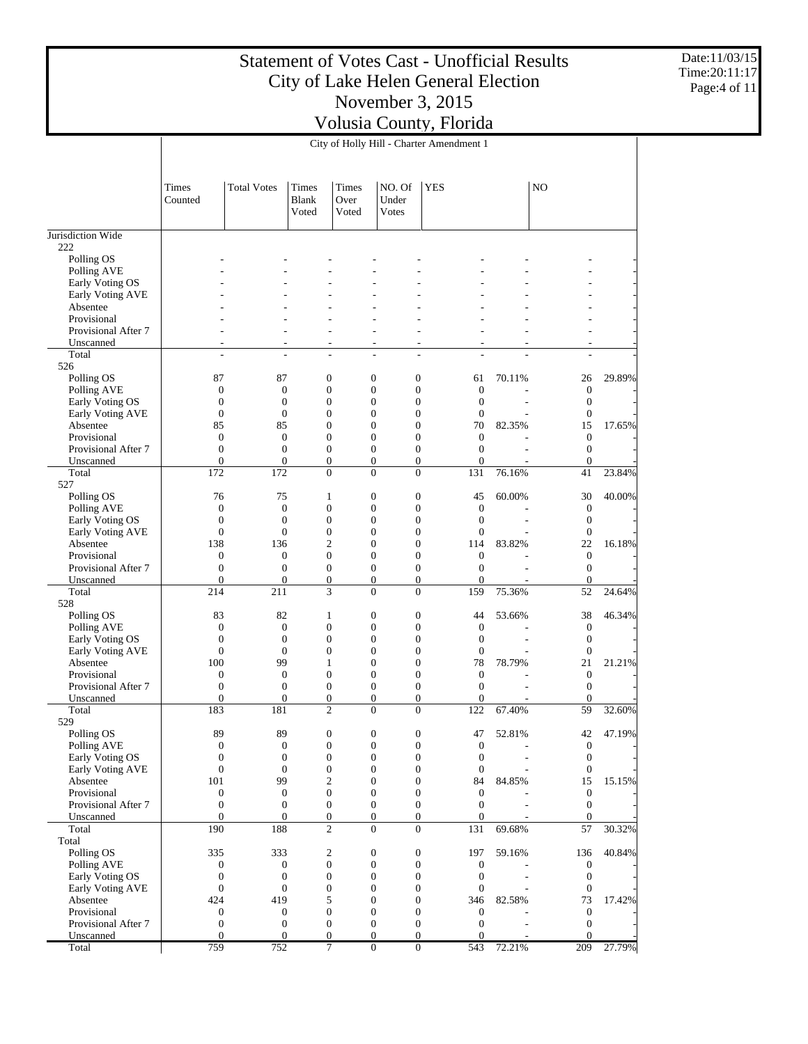# Statement of Votes Cast - Unofficial Results
# City of Lake Helen General Election
# November 3, 2015
# Volusia County, Florida

Date:11/03/15
Time:20:11:17

City of Holly Hill - Charter Amendment 1

| | Times Counted | Total Votes | Times Blank Voted | Times Over Voted | NO. Of Under Votes | YES | | NO | |
|---|---|---|---|---|---|---|---|---|---|
| Jurisdiction Wide | | | | | | | | | |
| 222 | | | | | | | | | |
| Polling OS | - | - | - | - | - | - | - | - | - |
| Polling AVE | - | - | - | - | - | - | - | - | - |
| Early Voting OS | - | - | - | - | - | - | - | - | - |
| Early Voting AVE | - | - | - | - | - | - | - | - | - |
| Absentee | - | - | - | - | - | - | - | - | - |
| Provisional | - | - | - | - | - | - | - | - | - |
| Provisional After 7 | - | - | - | - | - | - | - | - | - |
| Unscanned | - | - | - | - | - | - | - | - | - |
| Total | - | - | - | - | - | - | - | - | - |
| 526 | | | | | | | | | |
| Polling OS | 87 | 87 | 0 | 0 | 0 | 61 | 70.11% | 26 | 29.89% |
| Polling AVE | 0 | 0 | 0 | 0 | 0 | 0 | - | 0 | - |
| Early Voting OS | 0 | 0 | 0 | 0 | 0 | 0 | - | 0 | - |
| Early Voting AVE | 0 | 0 | 0 | 0 | 0 | 0 | - | 0 | - |
| Absentee | 85 | 85 | 0 | 0 | 0 | 70 | 82.35% | 15 | 17.65% |
| Provisional | 0 | 0 | 0 | 0 | 0 | 0 | - | 0 | - |
| Provisional After 7 | 0 | 0 | 0 | 0 | 0 | 0 | - | 0 | - |
| Unscanned | 0 | 0 | 0 | 0 | 0 | 0 | - | 0 | - |
| Total | 172 | 172 | 0 | 0 | 0 | 131 | 76.16% | 41 | 23.84% |
| 527 | | | | | | | | | |
| Polling OS | 76 | 75 | 1 | 0 | 0 | 45 | 60.00% | 30 | 40.00% |
| Polling AVE | 0 | 0 | 0 | 0 | 0 | 0 | - | 0 | - |
| Early Voting OS | 0 | 0 | 0 | 0 | 0 | 0 | - | 0 | - |
| Early Voting AVE | 0 | 0 | 0 | 0 | 0 | 0 | - | 0 | - |
| Absentee | 138 | 136 | 2 | 0 | 0 | 114 | 83.82% | 22 | 16.18% |
| Provisional | 0 | 0 | 0 | 0 | 0 | 0 | - | 0 | - |
| Provisional After 7 | 0 | 0 | 0 | 0 | 0 | 0 | - | 0 | - |
| Unscanned | 0 | 0 | 0 | 0 | 0 | 0 | - | 0 | - |
| Total | 214 | 211 | 3 | 0 | 0 | 159 | 75.36% | 52 | 24.64% |
| 528 | | | | | | | | | |
| Polling OS | 83 | 82 | 1 | 0 | 0 | 44 | 53.66% | 38 | 46.34% |
| Polling AVE | 0 | 0 | 0 | 0 | 0 | 0 | - | 0 | - |
| Early Voting OS | 0 | 0 | 0 | 0 | 0 | 0 | - | 0 | - |
| Early Voting AVE | 0 | 0 | 0 | 0 | 0 | 0 | - | 0 | - |
| Absentee | 100 | 99 | 1 | 0 | 0 | 78 | 78.79% | 21 | 21.21% |
| Provisional | 0 | 0 | 0 | 0 | 0 | 0 | - | 0 | - |
| Provisional After 7 | 0 | 0 | 0 | 0 | 0 | 0 | - | 0 | - |
| Unscanned | 0 | 0 | 0 | 0 | 0 | 0 | - | 0 | - |
| Total | 183 | 181 | 2 | 0 | 0 | 122 | 67.40% | 59 | 32.60% |
| 529 | | | | | | | | | |
| Polling OS | 89 | 89 | 0 | 0 | 0 | 47 | 52.81% | 42 | 47.19% |
| Polling AVE | 0 | 0 | 0 | 0 | 0 | 0 | - | 0 | - |
| Early Voting OS | 0 | 0 | 0 | 0 | 0 | 0 | - | 0 | - |
| Early Voting AVE | 0 | 0 | 0 | 0 | 0 | 0 | - | 0 | - |
| Absentee | 101 | 99 | 2 | 0 | 0 | 84 | 84.85% | 15 | 15.15% |
| Provisional | 0 | 0 | 0 | 0 | 0 | 0 | - | 0 | - |
| Provisional After 7 | 0 | 0 | 0 | 0 | 0 | 0 | - | 0 | - |
| Unscanned | 0 | 0 | 0 | 0 | 0 | 0 | - | 0 | - |
| Total | 190 | 188 | 2 | 0 | 0 | 131 | 69.68% | 57 | 30.32% |
| Total | | | | | | | | | |
| Polling OS | 335 | 333 | 2 | 0 | 0 | 197 | 59.16% | 136 | 40.84% |
| Polling AVE | 0 | 0 | 0 | 0 | 0 | 0 | - | 0 | - |
| Early Voting OS | 0 | 0 | 0 | 0 | 0 | 0 | - | 0 | - |
| Early Voting AVE | 0 | 0 | 0 | 0 | 0 | 0 | - | 0 | - |
| Absentee | 424 | 419 | 5 | 0 | 0 | 346 | 82.58% | 73 | 17.42% |
| Provisional | 0 | 0 | 0 | 0 | 0 | 0 | - | 0 | - |
| Provisional After 7 | 0 | 0 | 0 | 0 | 0 | 0 | - | 0 | - |
| Unscanned | 0 | 0 | 0 | 0 | 0 | 0 | - | 0 | - |
| Total | 759 | 752 | 7 | 0 | 0 | 543 | 72.21% | 209 | 27.79% |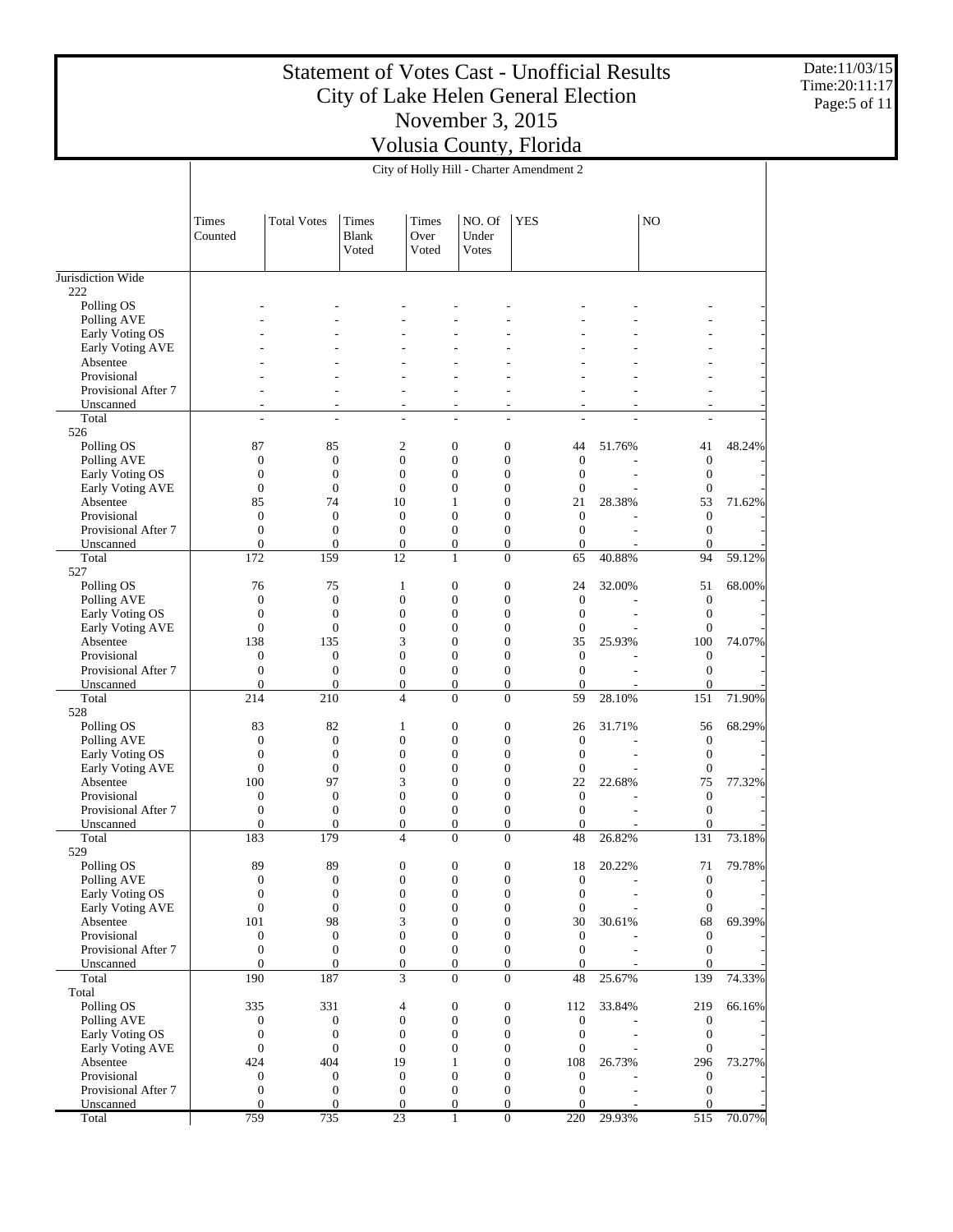# Statement of Votes Cast - Unofficial Results
# City of Lake Helen General Election
# November 3, 2015
# Volusia County, Florida

Date:11/03/15
Time:20:11:17

City of Holly Hill - Charter Amendment 2

| | Times Counted | Total Votes | Times Blank Voted | Times Over Voted | NO. Of Under Votes | YES | | NO | |
|---|---|---|---|---|---|---|---|---|---|
| Jurisdiction Wide | | | | | | | | | |
| 222 | | | | | | | | | |
| Polling OS | - | - | - | - | - | - | - | - | - |
| Polling AVE | - | - | - | - | - | - | - | - | - |
| Early Voting OS | - | - | - | - | - | - | - | - | - |
| Early Voting AVE | - | - | - | - | - | - | - | - | - |
| Absentee | - | - | - | - | - | - | - | - | - |
| Provisional | - | - | - | - | - | - | - | - | - |
| Provisional After 7 | - | - | - | - | - | - | - | - | - |
| Unscanned | - | - | - | - | - | - | - | - | - |
| Total | - | - | - | - | - | - | - | - | - |
| 526 | | | | | | | | | |
| Polling OS | 87 | 85 | 2 | 0 | 0 | 44 | 51.76% | 41 | 48.24% |
| Polling AVE | 0 | 0 | 0 | 0 | 0 | 0 | - | 0 | - |
| Early Voting OS | 0 | 0 | 0 | 0 | 0 | 0 | - | 0 | - |
| Early Voting AVE | 0 | 0 | 0 | 0 | 0 | 0 | - | 0 | - |
| Absentee | 85 | 74 | 10 | 1 | 0 | 21 | 28.38% | 53 | 71.62% |
| Provisional | 0 | 0 | 0 | 0 | 0 | 0 | - | 0 | - |
| Provisional After 7 | 0 | 0 | 0 | 0 | 0 | 0 | - | 0 | - |
| Unscanned | 0 | 0 | 0 | 0 | 0 | 0 | - | 0 | - |
| Total | 172 | 159 | 12 | 1 | 0 | 65 | 40.88% | 94 | 59.12% |
| 527 | | | | | | | | | |
| Polling OS | 76 | 75 | 1 | 0 | 0 | 24 | 32.00% | 51 | 68.00% |
| Polling AVE | 0 | 0 | 0 | 0 | 0 | 0 | - | 0 | - |
| Early Voting OS | 0 | 0 | 0 | 0 | 0 | 0 | - | 0 | - |
| Early Voting AVE | 0 | 0 | 0 | 0 | 0 | 0 | - | 0 | - |
| Absentee | 138 | 135 | 3 | 0 | 0 | 35 | 25.93% | 100 | 74.07% |
| Provisional | 0 | 0 | 0 | 0 | 0 | 0 | - | 0 | - |
| Provisional After 7 | 0 | 0 | 0 | 0 | 0 | 0 | - | 0 | - |
| Unscanned | 0 | 0 | 0 | 0 | 0 | 0 | - | 0 | - |
| Total | 214 | 210 | 4 | 0 | 0 | 59 | 28.10% | 151 | 71.90% |
| 528 | | | | | | | | | |
| Polling OS | 83 | 82 | 1 | 0 | 0 | 26 | 31.71% | 56 | 68.29% |
| Polling AVE | 0 | 0 | 0 | 0 | 0 | 0 | - | 0 | - |
| Early Voting OS | 0 | 0 | 0 | 0 | 0 | 0 | - | 0 | - |
| Early Voting AVE | 0 | 0 | 0 | 0 | 0 | 0 | - | 0 | - |
| Absentee | 100 | 97 | 3 | 0 | 0 | 22 | 22.68% | 75 | 77.32% |
| Provisional | 0 | 0 | 0 | 0 | 0 | 0 | - | 0 | - |
| Provisional After 7 | 0 | 0 | 0 | 0 | 0 | 0 | - | 0 | - |
| Unscanned | 0 | 0 | 0 | 0 | 0 | 0 | - | 0 | - |
| Total | 183 | 179 | 4 | 0 | 0 | 48 | 26.82% | 131 | 73.18% |
| 529 | | | | | | | | | |
| Polling OS | 89 | 89 | 0 | 0 | 0 | 18 | 20.22% | 71 | 79.78% |
| Polling AVE | 0 | 0 | 0 | 0 | 0 | 0 | - | 0 | - |
| Early Voting OS | 0 | 0 | 0 | 0 | 0 | 0 | - | 0 | - |
| Early Voting AVE | 0 | 0 | 0 | 0 | 0 | 0 | - | 0 | - |
| Absentee | 101 | 98 | 3 | 0 | 0 | 30 | 30.61% | 68 | 69.39% |
| Provisional | 0 | 0 | 0 | 0 | 0 | 0 | - | 0 | - |
| Provisional After 7 | 0 | 0 | 0 | 0 | 0 | 0 | - | 0 | - |
| Unscanned | 0 | 0 | 0 | 0 | 0 | 0 | - | 0 | - |
| Total | 190 | 187 | 3 | 0 | 0 | 48 | 25.67% | 139 | 74.33% |
| Total | | | | | | | | | |
| Polling OS | 335 | 331 | 4 | 0 | 0 | 112 | 33.84% | 219 | 66.16% |
| Polling AVE | 0 | 0 | 0 | 0 | 0 | 0 | - | 0 | - |
| Early Voting OS | 0 | 0 | 0 | 0 | 0 | 0 | - | 0 | - |
| Early Voting AVE | 0 | 0 | 0 | 0 | 0 | 0 | - | 0 | - |
| Absentee | 424 | 404 | 19 | 1 | 0 | 108 | 26.73% | 296 | 73.27% |
| Provisional | 0 | 0 | 0 | 0 | 0 | 0 | - | 0 | - |
| Provisional After 7 | 0 | 0 | 0 | 0 | 0 | 0 | - | 0 | - |
| Unscanned | 0 | 0 | 0 | 0 | 0 | 0 | - | 0 | - |
| Total | 759 | 735 | 23 | 1 | 0 | 220 | 29.93% | 515 | 70.07% |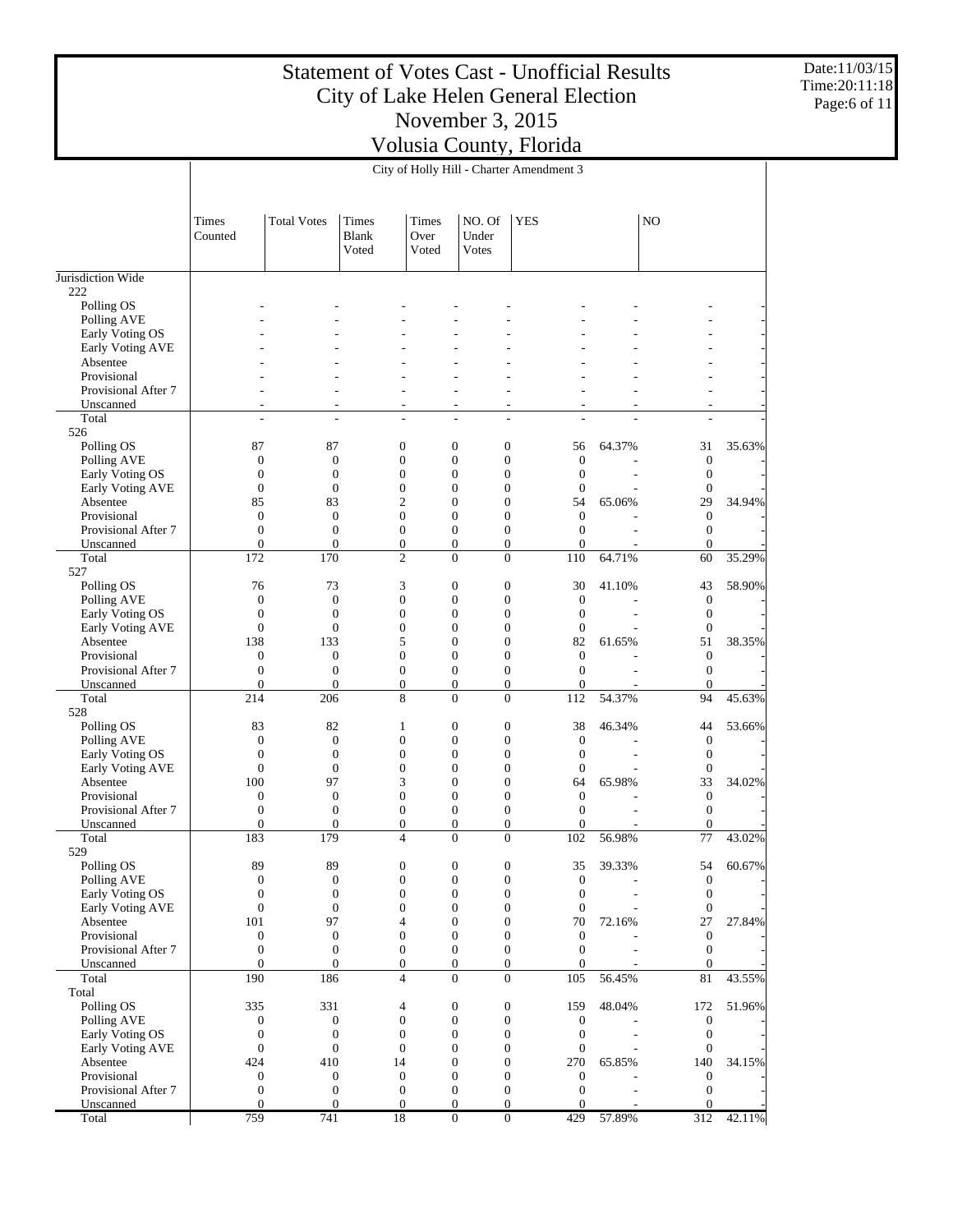# Statement of Votes Cast - Unofficial Results
# City of Lake Helen General Election
# November 3, 2015
# Volusia County, Florida

Date:11/03/15
Time:20:11:18

## City of Holly Hill - Charter Amendment 3

| | Times Counted | Total Votes | Times Blank Voted | Times Over Voted | NO. Of Under Votes | YES | | NO | |
|---|---|---|---|---|---|---|---|---|---|
| Jurisdiction Wide | | | | | | | | | |
| 222 | | | | | | | | | |
| Polling OS | - | - | - | - | - | - | - | - | - |
| Polling AVE | - | - | - | - | - | - | - | - | - |
| Early Voting OS | - | - | - | - | - | - | - | - | - |
| Early Voting AVE | - | - | - | - | - | - | - | - | - |
| Absentee | - | - | - | - | - | - | - | - | - |
| Provisional | - | - | - | - | - | - | - | - | - |
| Provisional After 7 | - | - | - | - | - | - | - | - | - |
| Unscanned | - | - | - | - | - | - | - | - | - |
| Total | - | - | - | - | - | - | - | - | - |
| 526 | | | | | | | | | |
| Polling OS | 87 | 87 | 0 | 0 | 0 | 56 | 64.37% | 31 | 35.63% |
| Polling AVE | 0 | 0 | 0 | 0 | 0 | 0 | - | 0 | - |
| Early Voting OS | 0 | 0 | 0 | 0 | 0 | 0 | - | 0 | - |
| Early Voting AVE | 0 | 0 | 0 | 0 | 0 | 0 | - | 0 | - |
| Absentee | 85 | 83 | 2 | 0 | 0 | 54 | 65.06% | 29 | 34.94% |
| Provisional | 0 | 0 | 0 | 0 | 0 | 0 | - | 0 | - |
| Provisional After 7 | 0 | 0 | 0 | 0 | 0 | 0 | - | 0 | - |
| Unscanned | 0 | 0 | 0 | 0 | 0 | 0 | - | 0 | - |
| Total | 172 | 170 | 2 | 0 | 0 | 110 | 64.71% | 60 | 35.29% |
| 527 | | | | | | | | | |
| Polling OS | 76 | 73 | 3 | 0 | 0 | 30 | 41.10% | 43 | 58.90% |
| Polling AVE | 0 | 0 | 0 | 0 | 0 | 0 | - | 0 | - |
| Early Voting OS | 0 | 0 | 0 | 0 | 0 | 0 | - | 0 | - |
| Early Voting AVE | 0 | 0 | 0 | 0 | 0 | 0 | - | 0 | - |
| Absentee | 138 | 133 | 5 | 0 | 0 | 82 | 61.65% | 51 | 38.35% |
| Provisional | 0 | 0 | 0 | 0 | 0 | 0 | - | 0 | - |
| Provisional After 7 | 0 | 0 | 0 | 0 | 0 | 0 | - | 0 | - |
| Unscanned | 0 | 0 | 0 | 0 | 0 | 0 | - | 0 | - |
| Total | 214 | 206 | 8 | 0 | 0 | 112 | 54.37% | 94 | 45.63% |
| 528 | | | | | | | | | |
| Polling OS | 83 | 82 | 1 | 0 | 0 | 38 | 46.34% | 44 | 53.66% |
| Polling AVE | 0 | 0 | 0 | 0 | 0 | 0 | - | 0 | - |
| Early Voting OS | 0 | 0 | 0 | 0 | 0 | 0 | - | 0 | - |
| Early Voting AVE | 0 | 0 | 0 | 0 | 0 | 0 | - | 0 | - |
| Absentee | 100 | 97 | 3 | 0 | 0 | 64 | 65.98% | 33 | 34.02% |
| Provisional | 0 | 0 | 0 | 0 | 0 | 0 | - | 0 | - |
| Provisional After 7 | 0 | 0 | 0 | 0 | 0 | 0 | - | 0 | - |
| Unscanned | 0 | 0 | 0 | 0 | 0 | 0 | - | 0 | - |
| Total | 183 | 179 | 4 | 0 | 0 | 102 | 56.98% | 77 | 43.02% |
| 529 | | | | | | | | | |
| Polling OS | 89 | 89 | 0 | 0 | 0 | 35 | 39.33% | 54 | 60.67% |
| Polling AVE | 0 | 0 | 0 | 0 | 0 | 0 | - | 0 | - |
| Early Voting OS | 0 | 0 | 0 | 0 | 0 | 0 | - | 0 | - |
| Early Voting AVE | 0 | 0 | 0 | 0 | 0 | 0 | - | 0 | - |
| Absentee | 101 | 97 | 4 | 0 | 0 | 70 | 72.16% | 27 | 27.84% |
| Provisional | 0 | 0 | 0 | 0 | 0 | 0 | - | 0 | - |
| Provisional After 7 | 0 | 0 | 0 | 0 | 0 | 0 | - | 0 | - |
| Unscanned | 0 | 0 | 0 | 0 | 0 | 0 | - | 0 | - |
| Total | 190 | 186 | 4 | 0 | 0 | 105 | 56.45% | 81 | 43.55% |
| Total | | | | | | | | | |
| Polling OS | 335 | 331 | 4 | 0 | 0 | 159 | 48.04% | 172 | 51.96% |
| Polling AVE | 0 | 0 | 0 | 0 | 0 | 0 | - | 0 | - |
| Early Voting OS | 0 | 0 | 0 | 0 | 0 | 0 | - | 0 | - |
| Early Voting AVE | 0 | 0 | 0 | 0 | 0 | 0 | - | 0 | - |
| Absentee | 424 | 410 | 14 | 0 | 0 | 270 | 65.85% | 140 | 34.15% |
| Provisional | 0 | 0 | 0 | 0 | 0 | 0 | - | 0 | - |
| Provisional After 7 | 0 | 0 | 0 | 0 | 0 | 0 | - | 0 | - |
| Unscanned | 0 | 0 | 0 | 0 | 0 | 0 | - | 0 | - |
| Total | 759 | 741 | 18 | 0 | 0 | 429 | 57.89% | 312 | 42.11% |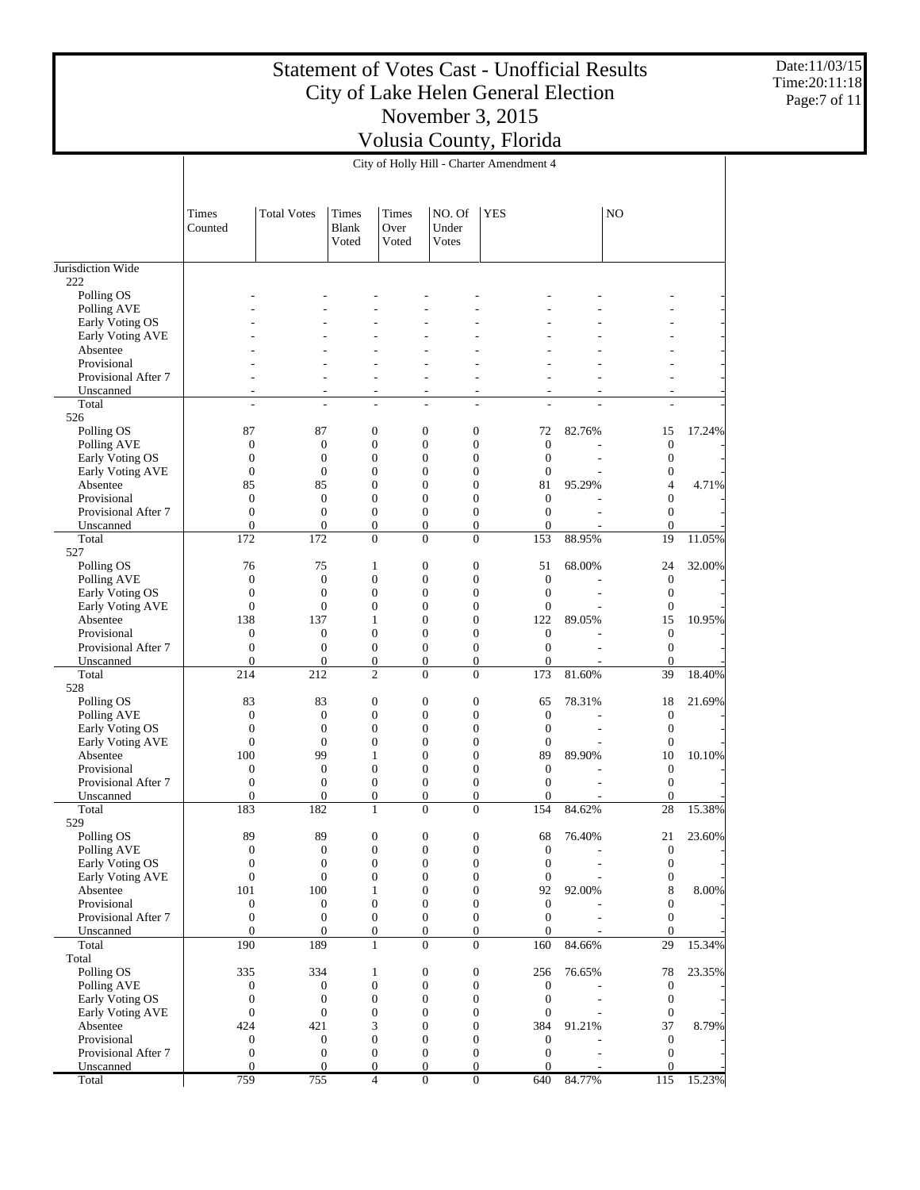# Statement of Votes Cast - Unofficial Results
# City of Lake Helen General Election
# November 3, 2015
# Volusia County, Florida

Date:11/03/15
Time:20:11:18

City of Holly Hill - Charter Amendment 4

| | Times Counted | Total Votes | Times Blank Voted | Times Over Voted | NO. Of Under Votes | YES | | NO | |
|---|---|---|---|---|---|---|---|---|---|
| Jurisdiction Wide | | | | | | | | | |
| 222 | | | | | | | | | |
| Polling OS | - | - | - | - | - | - | - | - | - |
| Polling AVE | - | - | - | - | - | - | - | - | - |
| Early Voting OS | - | - | - | - | - | - | - | - | - |
| Early Voting AVE | - | - | - | - | - | - | - | - | - |
| Absentee | - | - | - | - | - | - | - | - | - |
| Provisional | - | - | - | - | - | - | - | - | - |
| Provisional After 7 | - | - | - | - | - | - | - | - | - |
| Unscanned | - | - | - | - | - | - | - | - | - |
| Total | - | - | - | - | - | - | - | - | - |
| 526 | | | | | | | | | |
| Polling OS | 87 | 87 | 0 | 0 | 0 | 72 | 82.76% | 15 | 17.24% |
| Polling AVE | 0 | 0 | 0 | 0 | 0 | 0 | - | 0 | - |
| Early Voting OS | 0 | 0 | 0 | 0 | 0 | 0 | - | 0 | - |
| Early Voting AVE | 0 | 0 | 0 | 0 | 0 | 0 | - | 0 | - |
| Absentee | 85 | 85 | 0 | 0 | 0 | 81 | 95.29% | 4 | 4.71% |
| Provisional | 0 | 0 | 0 | 0 | 0 | 0 | - | 0 | - |
| Provisional After 7 | 0 | 0 | 0 | 0 | 0 | 0 | - | 0 | - |
| Unscanned | 0 | 0 | 0 | 0 | 0 | 0 | - | 0 | - |
| Total | 172 | 172 | 0 | 0 | 0 | 153 | 88.95% | 19 | 11.05% |
| 527 | | | | | | | | | |
| Polling OS | 76 | 75 | 1 | 0 | 0 | 51 | 68.00% | 24 | 32.00% |
| Polling AVE | 0 | 0 | 0 | 0 | 0 | 0 | - | 0 | - |
| Early Voting OS | 0 | 0 | 0 | 0 | 0 | 0 | - | 0 | - |
| Early Voting AVE | 0 | 0 | 0 | 0 | 0 | 0 | - | 0 | - |
| Absentee | 138 | 137 | 1 | 0 | 0 | 122 | 89.05% | 15 | 10.95% |
| Provisional | 0 | 0 | 0 | 0 | 0 | 0 | - | 0 | - |
| Provisional After 7 | 0 | 0 | 0 | 0 | 0 | 0 | - | 0 | - |
| Unscanned | 0 | 0 | 0 | 0 | 0 | 0 | - | 0 | - |
| Total | 214 | 212 | 2 | 0 | 0 | 173 | 81.60% | 39 | 18.40% |
| 528 | | | | | | | | | |
| Polling OS | 83 | 83 | 0 | 0 | 0 | 65 | 78.31% | 18 | 21.69% |
| Polling AVE | 0 | 0 | 0 | 0 | 0 | 0 | - | 0 | - |
| Early Voting OS | 0 | 0 | 0 | 0 | 0 | 0 | - | 0 | - |
| Early Voting AVE | 0 | 0 | 0 | 0 | 0 | 0 | - | 0 | - |
| Absentee | 100 | 99 | 1 | 0 | 0 | 89 | 89.90% | 10 | 10.10% |
| Provisional | 0 | 0 | 0 | 0 | 0 | 0 | - | 0 | - |
| Provisional After 7 | 0 | 0 | 0 | 0 | 0 | 0 | - | 0 | - |
| Unscanned | 0 | 0 | 0 | 0 | 0 | 0 | - | 0 | - |
| Total | 183 | 182 | 1 | 0 | 0 | 154 | 84.62% | 28 | 15.38% |
| 529 | | | | | | | | | |
| Polling OS | 89 | 89 | 0 | 0 | 0 | 68 | 76.40% | 21 | 23.60% |
| Polling AVE | 0 | 0 | 0 | 0 | 0 | 0 | - | 0 | - |
| Early Voting OS | 0 | 0 | 0 | 0 | 0 | 0 | - | 0 | - |
| Early Voting AVE | 0 | 0 | 0 | 0 | 0 | 0 | - | 0 | - |
| Absentee | 101 | 100 | 1 | 0 | 0 | 92 | 92.00% | 8 | 8.00% |
| Provisional | 0 | 0 | 0 | 0 | 0 | 0 | - | 0 | - |
| Provisional After 7 | 0 | 0 | 0 | 0 | 0 | 0 | - | 0 | - |
| Unscanned | 0 | 0 | 0 | 0 | 0 | 0 | - | 0 | - |
| Total | 190 | 189 | 1 | 0 | 0 | 160 | 84.66% | 29 | 15.34% |
| Total | | | | | | | | | |
| Polling OS | 335 | 334 | 1 | 0 | 0 | 256 | 76.65% | 78 | 23.35% |
| Polling AVE | 0 | 0 | 0 | 0 | 0 | 0 | - | 0 | - |
| Early Voting OS | 0 | 0 | 0 | 0 | 0 | 0 | - | 0 | - |
| Early Voting AVE | 0 | 0 | 0 | 0 | 0 | 0 | - | 0 | - |
| Absentee | 424 | 421 | 3 | 0 | 0 | 384 | 91.21% | 37 | 8.79% |
| Provisional | 0 | 0 | 0 | 0 | 0 | 0 | - | 0 | - |
| Provisional After 7 | 0 | 0 | 0 | 0 | 0 | 0 | - | 0 | - |
| Unscanned | 0 | 0 | 0 | 0 | 0 | 0 | - | 0 | - |
| Total | 759 | 755 | 4 | 0 | 0 | 640 | 84.77% | 115 | 15.23% |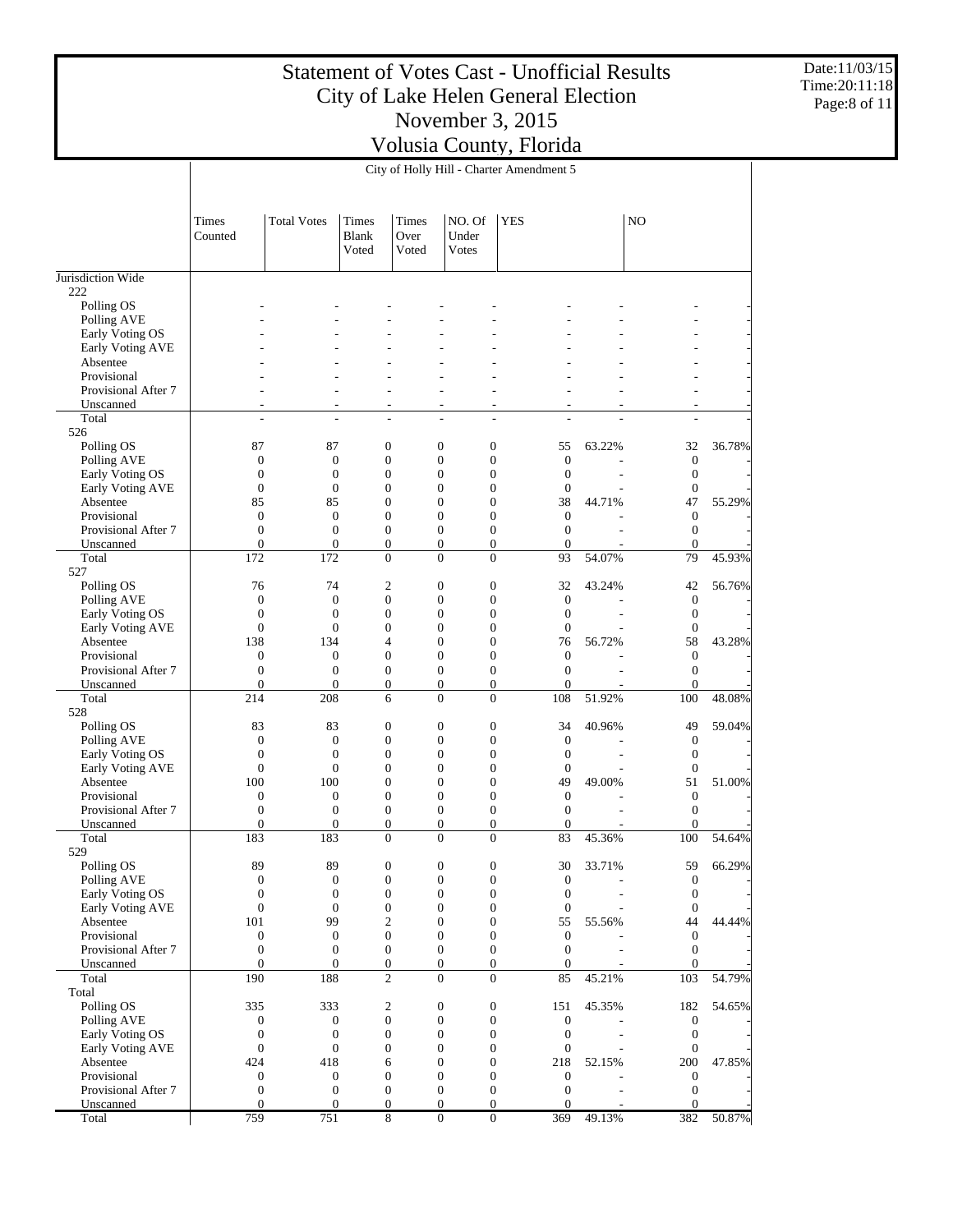# Statement of Votes Cast - Unofficial Results
## City of Lake Helen General Election
## November 3, 2015
## Volusia County, Florida

Date:11/03/15
Time:20:11:18

City of Holly Hill - Charter Amendment 5

| | Times Counted | Total Votes | Times Blank Voted | Times Over Voted | NO. Of Under Votes | YES | | NO | |
|---|---|---|---|---|---|---|---|---|---|
| Jurisdiction Wide | | | | | | | | | |
| 222 | | | | | | | | | |
| Polling OS | - | - | - | - | - | - | - | - | - |
| Polling AVE | - | - | - | - | - | - | - | - | - |
| Early Voting OS | - | - | - | - | - | - | - | - | - |
| Early Voting AVE | - | - | - | - | - | - | - | - | - |
| Absentee | - | - | - | - | - | - | - | - | - |
| Provisional | - | - | - | - | - | - | - | - | - |
| Provisional After 7 | - | - | - | - | - | - | - | - | - |
| Unscanned | - | - | - | - | - | - | - | - | - |
| Total | - | - | - | - | - | - | - | - | - |
| 526 | | | | | | | | | |
| Polling OS | 87 | 87 | 0 | 0 | 0 | 55 | 63.22% | 32 | 36.78% |
| Polling AVE | 0 | 0 | 0 | 0 | 0 | 0 | - | 0 | - |
| Early Voting OS | 0 | 0 | 0 | 0 | 0 | 0 | - | 0 | - |
| Early Voting AVE | 0 | 0 | 0 | 0 | 0 | 0 | - | 0 | - |
| Absentee | 85 | 85 | 0 | 0 | 0 | 38 | 44.71% | 47 | 55.29% |
| Provisional | 0 | 0 | 0 | 0 | 0 | 0 | - | 0 | - |
| Provisional After 7 | 0 | 0 | 0 | 0 | 0 | 0 | - | 0 | - |
| Unscanned | 0 | 0 | 0 | 0 | 0 | 0 | - | 0 | - |
| Total | 172 | 172 | 0 | 0 | 0 | 93 | 54.07% | 79 | 45.93% |
| 527 | | | | | | | | | |
| Polling OS | 76 | 74 | 2 | 0 | 0 | 32 | 43.24% | 42 | 56.76% |
| Polling AVE | 0 | 0 | 0 | 0 | 0 | 0 | - | 0 | - |
| Early Voting OS | 0 | 0 | 0 | 0 | 0 | 0 | - | 0 | - |
| Early Voting AVE | 0 | 0 | 0 | 0 | 0 | 0 | - | 0 | - |
| Absentee | 138 | 134 | 4 | 0 | 0 | 76 | 56.72% | 58 | 43.28% |
| Provisional | 0 | 0 | 0 | 0 | 0 | 0 | - | 0 | - |
| Provisional After 7 | 0 | 0 | 0 | 0 | 0 | 0 | - | 0 | - |
| Unscanned | 0 | 0 | 0 | 0 | 0 | 0 | - | 0 | - |
| Total | 214 | 208 | 6 | 0 | 0 | 108 | 51.92% | 100 | 48.08% |
| 528 | | | | | | | | | |
| Polling OS | 83 | 83 | 0 | 0 | 0 | 34 | 40.96% | 49 | 59.04% |
| Polling AVE | 0 | 0 | 0 | 0 | 0 | 0 | - | 0 | - |
| Early Voting OS | 0 | 0 | 0 | 0 | 0 | 0 | - | 0 | - |
| Early Voting AVE | 0 | 0 | 0 | 0 | 0 | 0 | - | 0 | - |
| Absentee | 100 | 100 | 0 | 0 | 0 | 49 | 49.00% | 51 | 51.00% |
| Provisional | 0 | 0 | 0 | 0 | 0 | 0 | - | 0 | - |
| Provisional After 7 | 0 | 0 | 0 | 0 | 0 | 0 | - | 0 | - |
| Unscanned | 0 | 0 | 0 | 0 | 0 | 0 | - | 0 | - |
| Total | 183 | 183 | 0 | 0 | 0 | 83 | 45.36% | 100 | 54.64% |
| 529 | | | | | | | | | |
| Polling OS | 89 | 89 | 0 | 0 | 0 | 30 | 33.71% | 59 | 66.29% |
| Polling AVE | 0 | 0 | 0 | 0 | 0 | 0 | - | 0 | - |
| Early Voting OS | 0 | 0 | 0 | 0 | 0 | 0 | - | 0 | - |
| Early Voting AVE | 0 | 0 | 0 | 0 | 0 | 0 | - | 0 | - |
| Absentee | 101 | 99 | 2 | 0 | 0 | 55 | 55.56% | 44 | 44.44% |
| Provisional | 0 | 0 | 0 | 0 | 0 | 0 | - | 0 | - |
| Provisional After 7 | 0 | 0 | 0 | 0 | 0 | 0 | - | 0 | - |
| Unscanned | 0 | 0 | 0 | 0 | 0 | 0 | - | 0 | - |
| Total | 190 | 188 | 2 | 0 | 0 | 85 | 45.21% | 103 | 54.79% |
| Total | | | | | | | | | |
| Polling OS | 335 | 333 | 2 | 0 | 0 | 151 | 45.35% | 182 | 54.65% |
| Polling AVE | 0 | 0 | 0 | 0 | 0 | 0 | - | 0 | - |
| Early Voting OS | 0 | 0 | 0 | 0 | 0 | 0 | - | 0 | - |
| Early Voting AVE | 0 | 0 | 0 | 0 | 0 | 0 | - | 0 | - |
| Absentee | 424 | 418 | 6 | 0 | 0 | 218 | 52.15% | 200 | 47.85% |
| Provisional | 0 | 0 | 0 | 0 | 0 | 0 | - | 0 | - |
| Provisional After 7 | 0 | 0 | 0 | 0 | 0 | 0 | - | 0 | - |
| Unscanned | 0 | 0 | 0 | 0 | 0 | 0 | - | 0 | - |
| Total | 759 | 751 | 8 | 0 | 0 | 369 | 49.13% | 382 | 50.87% |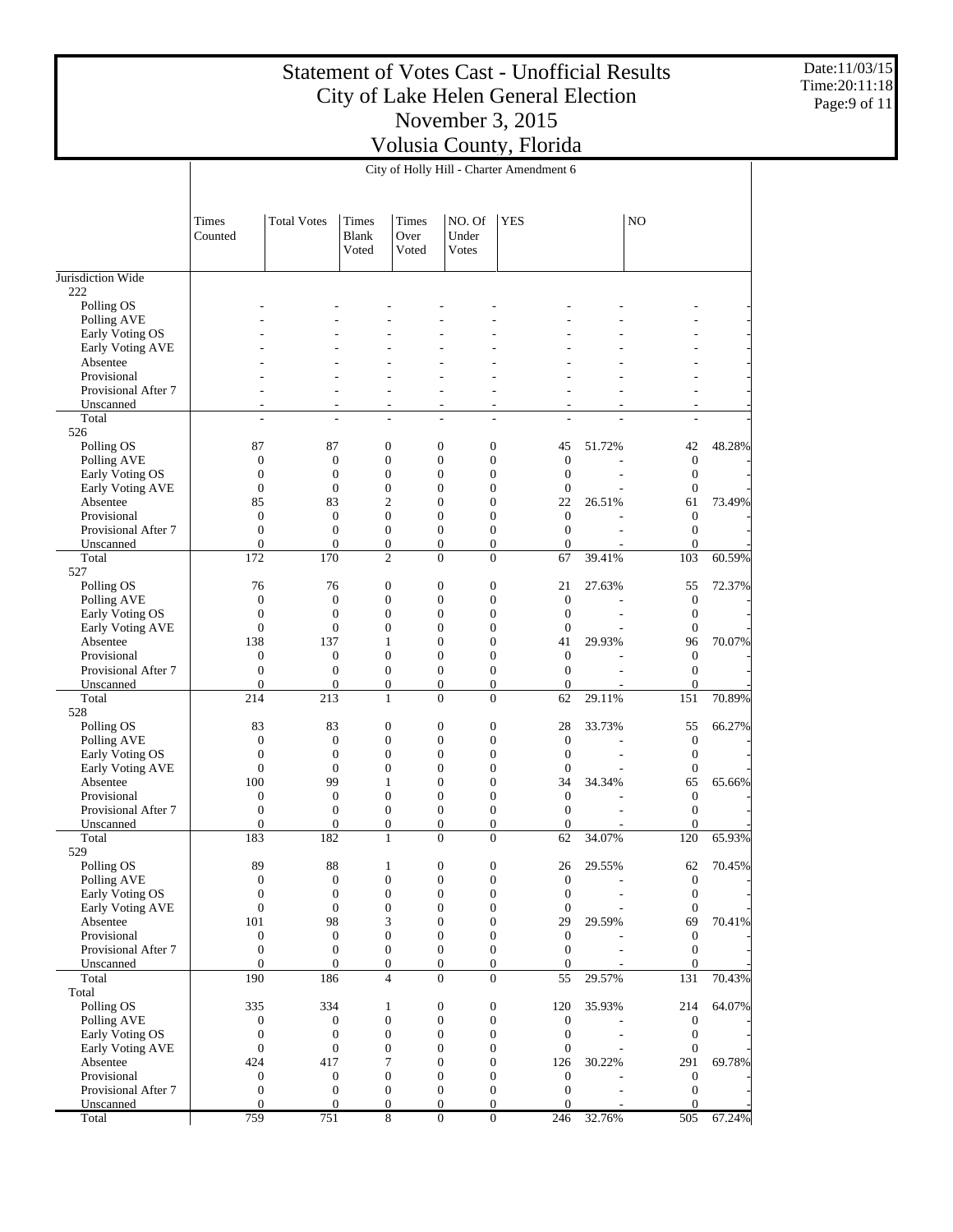# Statement of Votes Cast - Unofficial Results
# City of Lake Helen General Election
# November 3, 2015
# Volusia County, Florida

Date:11/03/15
Time:20:11:18

## City of Holly Hill - Charter Amendment 6

| | Times Counted | Total Votes | Times Blank Voted | Times Over Voted | NO. Of Under Votes | YES | | NO | |
|---|---|---|---|---|---|---|---|---|---|
| **Jurisdiction Wide** | | | | | | | | | |
| **222** | | | | | | | | | |
| Polling OS | - | - | - | - | - | - | - | - | - |
| Polling AVE | - | - | - | - | - | - | - | - | - |
| Early Voting OS | - | - | - | - | - | - | - | - | - |
| Early Voting AVE | - | - | - | - | - | - | - | - | - |
| Absentee | - | - | - | - | - | - | - | - | - |
| Provisional | - | - | - | - | - | - | - | - | - |
| Provisional After 7 | - | - | - | - | - | - | - | - | - |
| Unscanned | - | - | - | - | - | - | - | - | - |
| Total | - | - | - | - | - | - | - | - | - |
| **526** | | | | | | | | | |
| Polling OS | 87 | 87 | 0 | 0 | 0 | 45 | 51.72% | 42 | 48.28% |
| Polling AVE | 0 | 0 | 0 | 0 | 0 | 0 | - | 0 | - |
| Early Voting OS | 0 | 0 | 0 | 0 | 0 | 0 | - | 0 | - |
| Early Voting AVE | 0 | 0 | 0 | 0 | 0 | 0 | - | 0 | - |
| Absentee | 85 | 83 | 2 | 0 | 0 | 22 | 26.51% | 61 | 73.49% |
| Provisional | 0 | 0 | 0 | 0 | 0 | 0 | - | 0 | - |
| Provisional After 7 | 0 | 0 | 0 | 0 | 0 | 0 | - | 0 | - |
| Unscanned | 0 | 0 | 0 | 0 | 0 | 0 | - | 0 | - |
| Total | 172 | 170 | 2 | 0 | 0 | 67 | 39.41% | 103 | 60.59% |
| **527** | | | | | | | | | |
| Polling OS | 76 | 76 | 0 | 0 | 0 | 21 | 27.63% | 55 | 72.37% |
| Polling AVE | 0 | 0 | 0 | 0 | 0 | 0 | - | 0 | - |
| Early Voting OS | 0 | 0 | 0 | 0 | 0 | 0 | - | 0 | - |
| Early Voting AVE | 0 | 0 | 0 | 0 | 0 | 0 | - | 0 | - |
| Absentee | 138 | 137 | 1 | 0 | 0 | 41 | 29.93% | 96 | 70.07% |
| Provisional | 0 | 0 | 0 | 0 | 0 | 0 | - | 0 | - |
| Provisional After 7 | 0 | 0 | 0 | 0 | 0 | 0 | - | 0 | - |
| Unscanned | 0 | 0 | 0 | 0 | 0 | 0 | - | 0 | - |
| Total | 214 | 213 | 1 | 0 | 0 | 62 | 29.11% | 151 | 70.89% |
| **528** | | | | | | | | | |
| Polling OS | 83 | 83 | 0 | 0 | 0 | 28 | 33.73% | 55 | 66.27% |
| Polling AVE | 0 | 0 | 0 | 0 | 0 | 0 | - | 0 | - |
| Early Voting OS | 0 | 0 | 0 | 0 | 0 | 0 | - | 0 | - |
| Early Voting AVE | 0 | 0 | 0 | 0 | 0 | 0 | - | 0 | - |
| Absentee | 100 | 99 | 1 | 0 | 0 | 34 | 34.34% | 65 | 65.66% |
| Provisional | 0 | 0 | 0 | 0 | 0 | 0 | - | 0 | - |
| Provisional After 7 | 0 | 0 | 0 | 0 | 0 | 0 | - | 0 | - |
| Unscanned | 0 | 0 | 0 | 0 | 0 | 0 | - | 0 | - |
| Total | 183 | 182 | 1 | 0 | 0 | 62 | 34.07% | 120 | 65.93% |
| **529** | | | | | | | | | |
| Polling OS | 89 | 88 | 1 | 0 | 0 | 26 | 29.55% | 62 | 70.45% |
| Polling AVE | 0 | 0 | 0 | 0 | 0 | 0 | - | 0 | - |
| Early Voting OS | 0 | 0 | 0 | 0 | 0 | 0 | - | 0 | - |
| Early Voting AVE | 0 | 0 | 0 | 0 | 0 | 0 | - | 0 | - |
| Absentee | 101 | 98 | 3 | 0 | 0 | 29 | 29.59% | 69 | 70.41% |
| Provisional | 0 | 0 | 0 | 0 | 0 | 0 | - | 0 | - |
| Provisional After 7 | 0 | 0 | 0 | 0 | 0 | 0 | - | 0 | - |
| Unscanned | 0 | 0 | 0 | 0 | 0 | 0 | - | 0 | - |
| Total | 190 | 186 | 4 | 0 | 0 | 55 | 29.57% | 131 | 70.43% |
| **Total** | | | | | | | | | |
| Polling OS | 335 | 334 | 1 | 0 | 0 | 120 | 35.93% | 214 | 64.07% |
| Polling AVE | 0 | 0 | 0 | 0 | 0 | 0 | - | 0 | - |
| Early Voting OS | 0 | 0 | 0 | 0 | 0 | 0 | - | 0 | - |
| Early Voting AVE | 0 | 0 | 0 | 0 | 0 | 0 | - | 0 | - |
| Absentee | 424 | 417 | 7 | 0 | 0 | 126 | 30.22% | 291 | 69.78% |
| Provisional | 0 | 0 | 0 | 0 | 0 | 0 | - | 0 | - |
| Provisional After 7 | 0 | 0 | 0 | 0 | 0 | 0 | - | 0 | - |
| Unscanned | 0 | 0 | 0 | 0 | 0 | 0 | - | 0 | - |
| Total | 759 | 751 | 8 | 0 | 0 | 246 | 32.76% | 505 | 67.24% |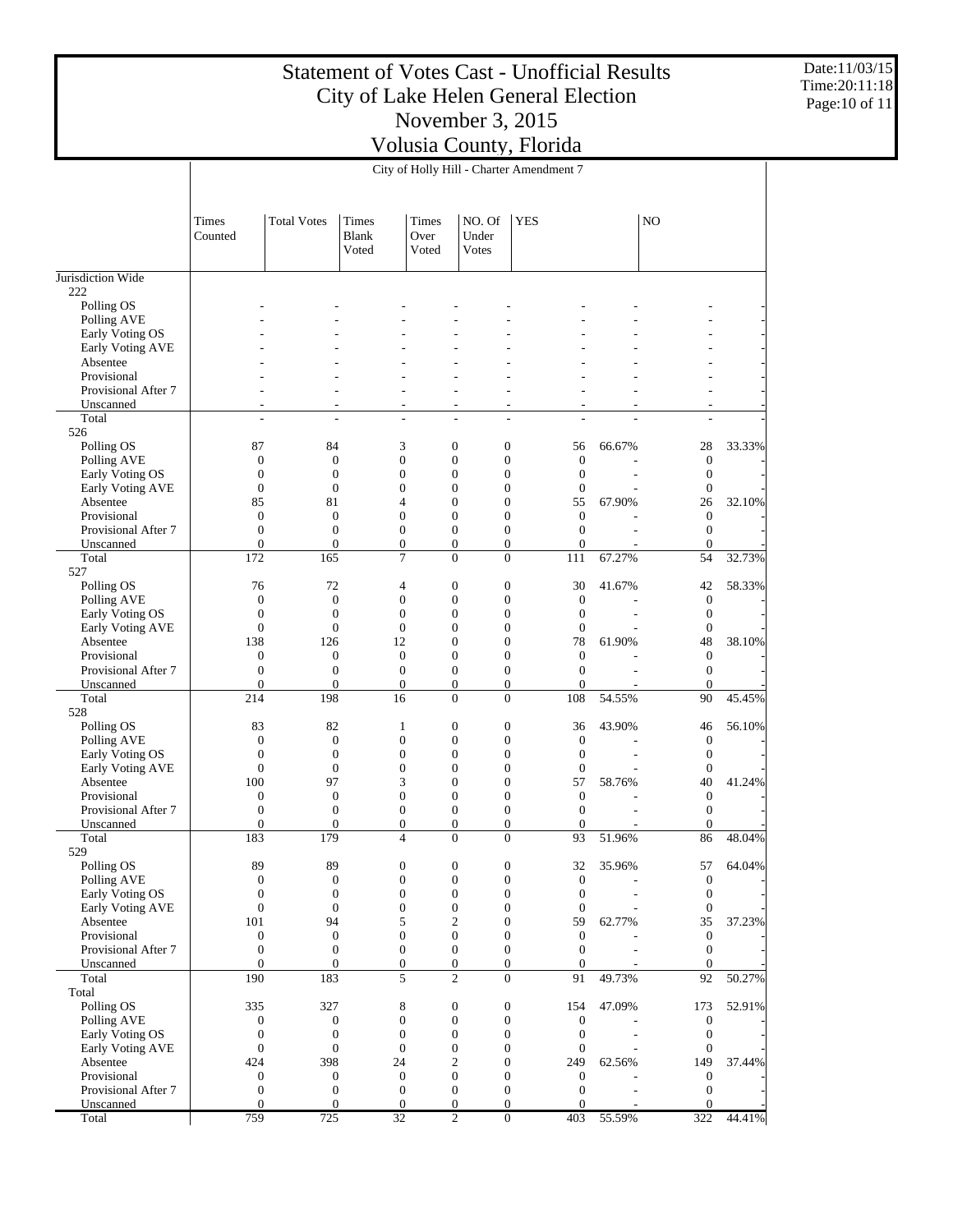# Statement of Votes Cast - Unofficial Results
# City of Lake Helen General Election
# November 3, 2015
# Volusia County, Florida

Date:11/03/15
Time:20:11:18

## City of Holly Hill - Charter Amendment 7

| | Times Counted | Total Votes | Times Blank Voted | Times Over Voted | NO. Of Under Votes | YES | | NO | |
|---|---|---|---|---|---|---|---|---|---|
| **Jurisdiction Wide** | | | | | | | | | |
| **222** | | | | | | | | | |
| Polling OS | - | - | - | - | - | - | - | - | - |
| Polling AVE | - | - | - | - | - | - | - | - | - |
| Early Voting OS | - | - | - | - | - | - | - | - | - |
| Early Voting AVE | - | - | - | - | - | - | - | - | - |
| Absentee | - | - | - | - | - | - | - | - | - |
| Provisional | - | - | - | - | - | - | - | - | - |
| Provisional After 7 | - | - | - | - | - | - | - | - | - |
| Unscanned | - | - | - | - | - | - | - | - | - |
| Total | - | - | - | - | - | - | - | - | - |
| **526** | | | | | | | | | |
| Polling OS | 87 | 84 | 3 | 0 | 0 | 56 | 66.67% | 28 | 33.33% |
| Polling AVE | 0 | 0 | 0 | 0 | 0 | 0 | - | 0 | - |
| Early Voting OS | 0 | 0 | 0 | 0 | 0 | 0 | - | 0 | - |
| Early Voting AVE | 0 | 0 | 0 | 0 | 0 | 0 | - | 0 | - |
| Absentee | 85 | 81 | 4 | 0 | 0 | 55 | 67.90% | 26 | 32.10% |
| Provisional | 0 | 0 | 0 | 0 | 0 | 0 | - | 0 | - |
| Provisional After 7 | 0 | 0 | 0 | 0 | 0 | 0 | - | 0 | - |
| Unscanned | 0 | 0 | 0 | 0 | 0 | 0 | - | 0 | - |
| Total | 172 | 165 | 7 | 0 | 0 | 111 | 67.27% | 54 | 32.73% |
| **527** | | | | | | | | | |
| Polling OS | 76 | 72 | 4 | 0 | 0 | 30 | 41.67% | 42 | 58.33% |
| Polling AVE | 0 | 0 | 0 | 0 | 0 | 0 | - | 0 | - |
| Early Voting OS | 0 | 0 | 0 | 0 | 0 | 0 | - | 0 | - |
| Early Voting AVE | 0 | 0 | 0 | 0 | 0 | 0 | - | 0 | - |
| Absentee | 138 | 126 | 12 | 0 | 0 | 78 | 61.90% | 48 | 38.10% |
| Provisional | 0 | 0 | 0 | 0 | 0 | 0 | - | 0 | - |
| Provisional After 7 | 0 | 0 | 0 | 0 | 0 | 0 | - | 0 | - |
| Unscanned | 0 | 0 | 0 | 0 | 0 | 0 | - | 0 | - |
| Total | 214 | 198 | 16 | 0 | 0 | 108 | 54.55% | 90 | 45.45% |
| **528** | | | | | | | | | |
| Polling OS | 83 | 82 | 1 | 0 | 0 | 36 | 43.90% | 46 | 56.10% |
| Polling AVE | 0 | 0 | 0 | 0 | 0 | 0 | - | 0 | - |
| Early Voting OS | 0 | 0 | 0 | 0 | 0 | 0 | - | 0 | - |
| Early Voting AVE | 0 | 0 | 0 | 0 | 0 | 0 | - | 0 | - |
| Absentee | 100 | 97 | 3 | 0 | 0 | 57 | 58.76% | 40 | 41.24% |
| Provisional | 0 | 0 | 0 | 0 | 0 | 0 | - | 0 | - |
| Provisional After 7 | 0 | 0 | 0 | 0 | 0 | 0 | - | 0 | - |
| Unscanned | 0 | 0 | 0 | 0 | 0 | 0 | - | 0 | - |
| Total | 183 | 179 | 4 | 0 | 0 | 93 | 51.96% | 86 | 48.04% |
| **529** | | | | | | | | | |
| Polling OS | 89 | 89 | 0 | 0 | 0 | 32 | 35.96% | 57 | 64.04% |
| Polling AVE | 0 | 0 | 0 | 0 | 0 | 0 | - | 0 | - |
| Early Voting OS | 0 | 0 | 0 | 0 | 0 | 0 | - | 0 | - |
| Early Voting AVE | 0 | 0 | 0 | 0 | 0 | 0 | - | 0 | - |
| Absentee | 101 | 94 | 5 | 2 | 0 | 59 | 62.77% | 35 | 37.23% |
| Provisional | 0 | 0 | 0 | 0 | 0 | 0 | - | 0 | - |
| Provisional After 7 | 0 | 0 | 0 | 0 | 0 | 0 | - | 0 | - |
| Unscanned | 0 | 0 | 0 | 0 | 0 | 0 | - | 0 | - |
| Total | 190 | 183 | 5 | 2 | 0 | 91 | 49.73% | 92 | 50.27% |
| **Total** | | | | | | | | | |
| Polling OS | 335 | 327 | 8 | 0 | 0 | 154 | 47.09% | 173 | 52.91% |
| Polling AVE | 0 | 0 | 0 | 0 | 0 | 0 | - | 0 | - |
| Early Voting OS | 0 | 0 | 0 | 0 | 0 | 0 | - | 0 | - |
| Early Voting AVE | 0 | 0 | 0 | 0 | 0 | 0 | - | 0 | - |
| Absentee | 424 | 398 | 24 | 2 | 0 | 249 | 62.56% | 149 | 37.44% |
| Provisional | 0 | 0 | 0 | 0 | 0 | 0 | - | 0 | - |
| Provisional After 7 | 0 | 0 | 0 | 0 | 0 | 0 | - | 0 | - |
| Unscanned | 0 | 0 | 0 | 0 | 0 | 0 | - | 0 | - |
| Total | 759 | 725 | 32 | 2 | 0 | 403 | 55.59% | 322 | 44.41% |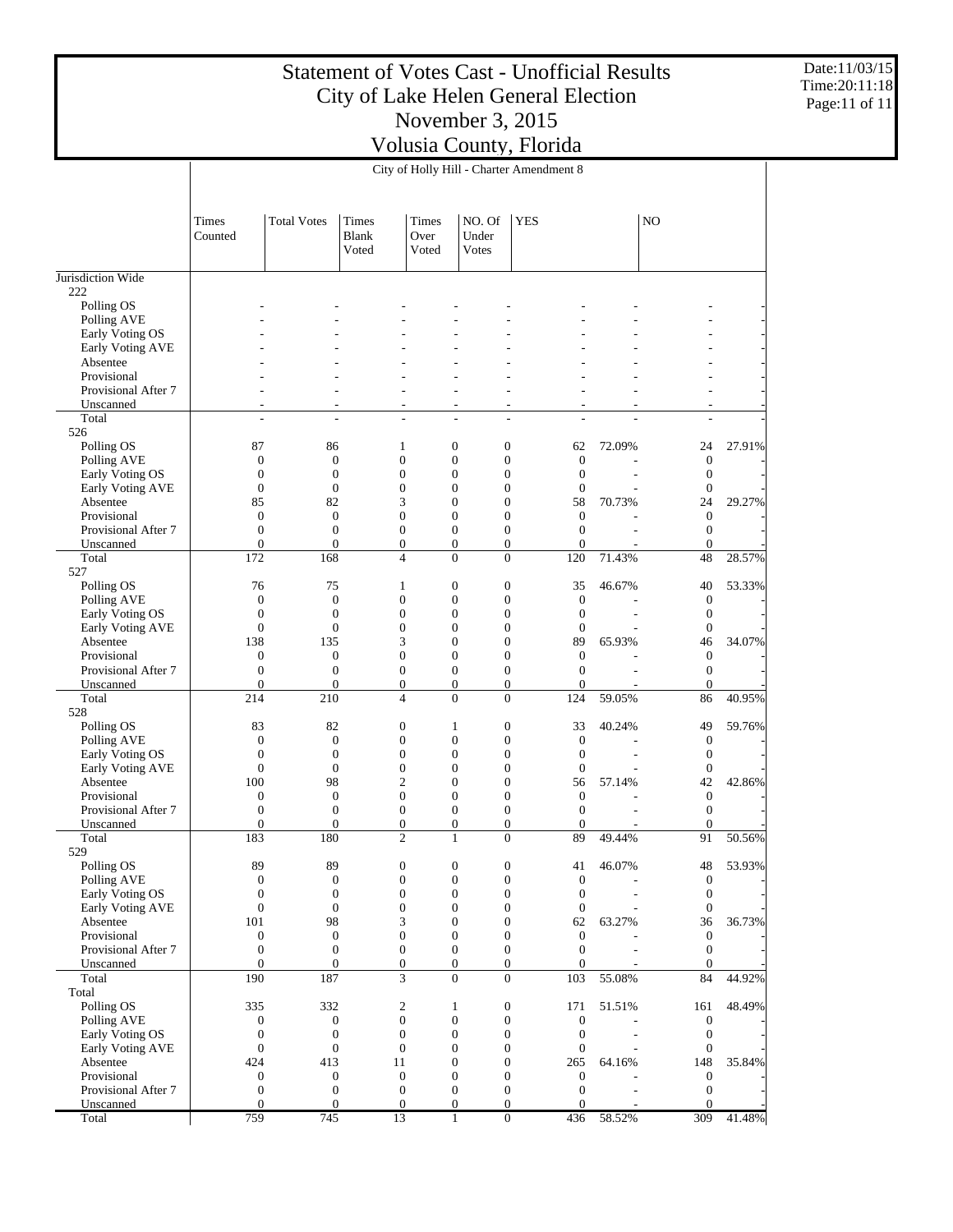# Statement of Votes Cast - Unofficial Results
## City of Lake Helen General Election
## November 3, 2015
## Volusia County, Florida

Date:11/03/15
Time:20:11:18

City of Holly Hill - Charter Amendment 8

| | Times Counted | Total Votes | Times Blank Voted | Times Over Voted | NO. Of Under Votes | YES | | NO | |
|---|---|---|---|---|---|---|---|---|---|
| Jurisdiction Wide | | | | | | | | | |
| 222 | | | | | | | | | |
| Polling OS | - | - | - | - | - | - | - | - | - |
| Polling AVE | - | - | - | - | - | - | - | - | - |
| Early Voting OS | - | - | - | - | - | - | - | - | - |
| Early Voting AVE | - | - | - | - | - | - | - | - | - |
| Absentee | - | - | - | - | - | - | - | - | - |
| Provisional | - | - | - | - | - | - | - | - | - |
| Provisional After 7 | - | - | - | - | - | - | - | - | - |
| Unscanned | - | - | - | - | - | - | - | - | - |
| Total | - | - | - | - | - | - | - | - | - |
| 526 | | | | | | | | | |
| Polling OS | 87 | 86 | 1 | 0 | 0 | 62 | 72.09% | 24 | 27.91% |
| Polling AVE | 0 | 0 | 0 | 0 | 0 | 0 | - | 0 | - |
| Early Voting OS | 0 | 0 | 0 | 0 | 0 | 0 | - | 0 | - |
| Early Voting AVE | 0 | 0 | 0 | 0 | 0 | 0 | - | 0 | - |
| Absentee | 85 | 82 | 3 | 0 | 0 | 58 | 70.73% | 24 | 29.27% |
| Provisional | 0 | 0 | 0 | 0 | 0 | 0 | - | 0 | - |
| Provisional After 7 | 0 | 0 | 0 | 0 | 0 | 0 | - | 0 | - |
| Unscanned | 0 | 0 | 0 | 0 | 0 | 0 | - | 0 | - |
| Total | 172 | 168 | 4 | 0 | 0 | 120 | 71.43% | 48 | 28.57% |
| 527 | | | | | | | | | |
| Polling OS | 76 | 75 | 1 | 0 | 0 | 35 | 46.67% | 40 | 53.33% |
| Polling AVE | 0 | 0 | 0 | 0 | 0 | 0 | - | 0 | - |
| Early Voting OS | 0 | 0 | 0 | 0 | 0 | 0 | - | 0 | - |
| Early Voting AVE | 0 | 0 | 0 | 0 | 0 | 0 | - | 0 | - |
| Absentee | 138 | 135 | 3 | 0 | 0 | 89 | 65.93% | 46 | 34.07% |
| Provisional | 0 | 0 | 0 | 0 | 0 | 0 | - | 0 | - |
| Provisional After 7 | 0 | 0 | 0 | 0 | 0 | 0 | - | 0 | - |
| Unscanned | 0 | 0 | 0 | 0 | 0 | 0 | - | 0 | - |
| Total | 214 | 210 | 4 | 0 | 0 | 124 | 59.05% | 86 | 40.95% |
| 528 | | | | | | | | | |
| Polling OS | 83 | 82 | 0 | 1 | 0 | 33 | 40.24% | 49 | 59.76% |
| Polling AVE | 0 | 0 | 0 | 0 | 0 | 0 | - | 0 | - |
| Early Voting OS | 0 | 0 | 0 | 0 | 0 | 0 | - | 0 | - |
| Early Voting AVE | 0 | 0 | 0 | 0 | 0 | 0 | - | 0 | - |
| Absentee | 100 | 98 | 2 | 0 | 0 | 56 | 57.14% | 42 | 42.86% |
| Provisional | 0 | 0 | 0 | 0 | 0 | 0 | - | 0 | - |
| Provisional After 7 | 0 | 0 | 0 | 0 | 0 | 0 | - | 0 | - |
| Unscanned | 0 | 0 | 0 | 0 | 0 | 0 | - | 0 | - |
| Total | 183 | 180 | 2 | 1 | 0 | 89 | 49.44% | 91 | 50.56% |
| 529 | | | | | | | | | |
| Polling OS | 89 | 89 | 0 | 0 | 0 | 41 | 46.07% | 48 | 53.93% |
| Polling AVE | 0 | 0 | 0 | 0 | 0 | 0 | - | 0 | - |
| Early Voting OS | 0 | 0 | 0 | 0 | 0 | 0 | - | 0 | - |
| Early Voting AVE | 0 | 0 | 0 | 0 | 0 | 0 | - | 0 | - |
| Absentee | 101 | 98 | 3 | 0 | 0 | 62 | 63.27% | 36 | 36.73% |
| Provisional | 0 | 0 | 0 | 0 | 0 | 0 | - | 0 | - |
| Provisional After 7 | 0 | 0 | 0 | 0 | 0 | 0 | - | 0 | - |
| Unscanned | 0 | 0 | 0 | 0 | 0 | 0 | - | 0 | - |
| Total | 190 | 187 | 3 | 0 | 0 | 103 | 55.08% | 84 | 44.92% |
| Total | | | | | | | | | |
| Polling OS | 335 | 332 | 2 | 1 | 0 | 171 | 51.51% | 161 | 48.49% |
| Polling AVE | 0 | 0 | 0 | 0 | 0 | 0 | - | 0 | - |
| Early Voting OS | 0 | 0 | 0 | 0 | 0 | 0 | - | 0 | - |
| Early Voting AVE | 0 | 0 | 0 | 0 | 0 | 0 | - | 0 | - |
| Absentee | 424 | 413 | 11 | 0 | 0 | 265 | 64.16% | 148 | 35.84% |
| Provisional | 0 | 0 | 0 | 0 | 0 | 0 | - | 0 | - |
| Provisional After 7 | 0 | 0 | 0 | 0 | 0 | 0 | - | 0 | - |
| Unscanned | 0 | 0 | 0 | 0 | 0 | 0 | - | 0 | - |
| Total | 759 | 745 | 13 | 1 | 0 | 436 | 58.52% | 309 | 41.48% |